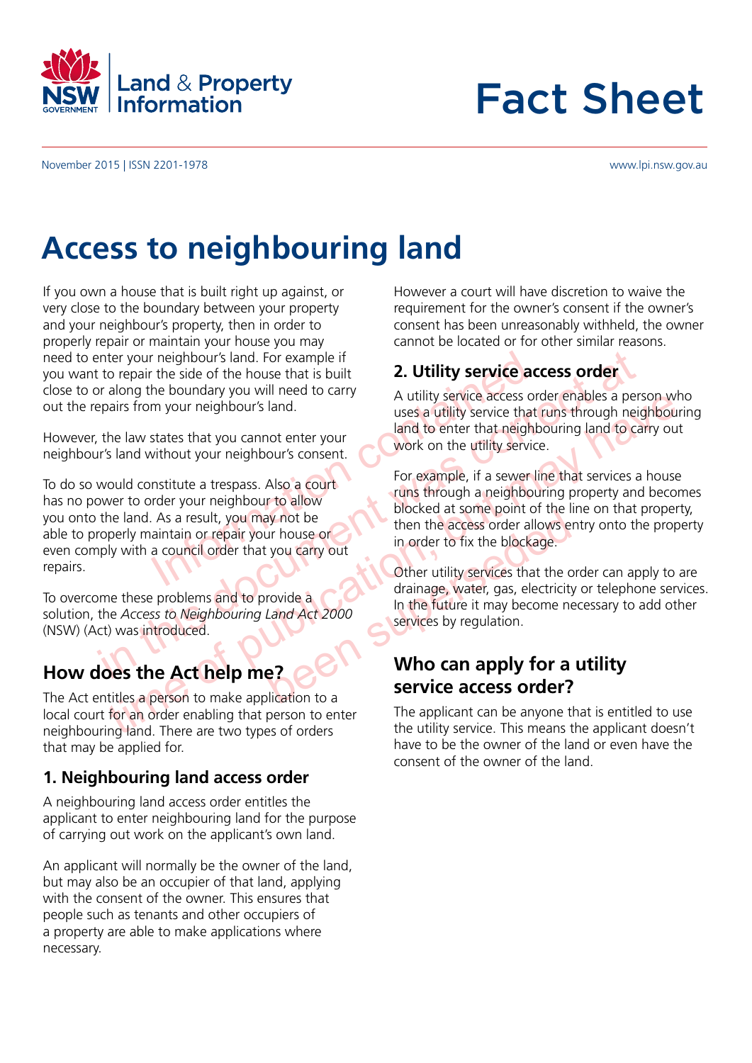# Fact Sheet

November 2015 | ISSN 2201-1978

www.lpi.nsw.gov.au

# Access to neighbouring land

If you own a house that is built right up against, or very close to the boundary between your property and your neighbour's property, then in order to properly repair or maintain your house you may need to enter your neighbour's land. For example if you want to repair the side of the house that is built close to or along the boundary you will need to carry out the repairs from your neighbour's land.

However, the law states that you cannot enter your neighbour's land without your neighbour's consent.

To do so would constitute a trespass. Also a court has no power to order your neighbour to allow you onto the land. As a result, you may not be able to properly maintain or repair your house or even comply with a council order that you carry out repairs.

To overcome these problems and to provide a solution, the *Access to Neighbouring Land Act 2000* (NSW) (Act) was introduced.

## How does the Act help me?

The Act entitles a person to make application to a local court for an order enabling that person to enter neighbouring land. There are two types of orders that may be applied for.

### 1. Neighbouring land access order

A neighbouring land access order entitles the applicant to enter neighbouring land for the purpose of carrying out work on the applicant's own land.

An applicant will normally be the owner of the land, but may also be an occupier of that land, applying with the consent of the owner. This ensures that people such as tenants and other occupiers of a property are able to make applications where necessary.

However a court will have discretion to waive the requirement for the owner's consent if the owner's consent has been unreasonably withheld, the owner cannot be located or for other similar reasons.

### 2. Utility service access order

A utility service access order enables a person who uses a utility service that runs through neighbouring land to enter that neighbouring land to carry out work on the utility service.

For example, if a sewer line that services a house runs through a neighbouring property and becomes blocked at some point of the line on that property, then the access order allows entry onto the property in order to fix the blockage.

Other utility services that the order can apply to are drainage, water, gas, electricity or telephone services. In the future it may become necessary to add other services by regulation.

## Who can apply for a utility service access order?

The applicant can be anyone that is entitled to use the utility service. This means the applicant doesn't have to be the owner of the land or even have the consent of the owner of the land.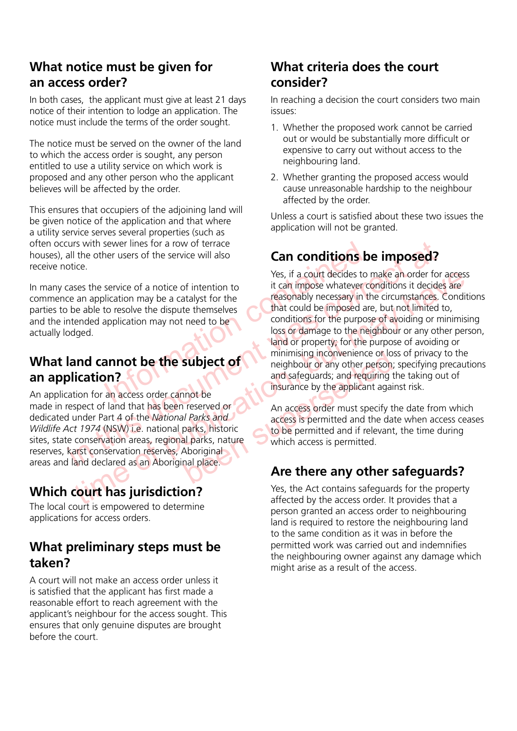## What notice must be given for an access order?

In both cases, the applicant must give at least 21 days notice of their intention to lodge an application. The notice must include the terms of the order sought.

The notice must be served on the owner of the land to which the access order is sought, any person entitled to use a utility service on which work is proposed and any other person who the applicant believes will be affected by the order.

This ensures that occupiers of the adjoining land will be given notice of the application and that where a utility service serves several properties (such as often occurs with sewer lines for a row of terrace houses), all the other users of the service will also receive notice.

In many cases the service of a notice of intention to commence an application may be a catalyst for the parties to be able to resolve the dispute themselves and the intended application may not need to be actually lodged.

## What land cannot be the subject of an application?

An application for an access order cannot be made in respect of land that has been reserved or dedicated under Part 4 of the *National Parks and Wildlife Act 1974* (NSW) i.e. national parks, historic sites, state conservation areas, regional parks, nature reserves, karst conservation reserves, Aboriginal areas and land declared as an Aboriginal place.

## Which court has jurisdiction?

The local court is empowered to determine applications for access orders.

## What preliminary steps must be taken?

A court will not make an access order unless it is satisfied that the applicant has first made a reasonable effort to reach agreement with the applicant's neighbour for the access sought. This ensures that only genuine disputes are brought before the court.

## What criteria does the court consider?

In reaching a decision the court considers two main issues:

1. Whether the proposed work cannot be carried out or would be substantially more difficult or expensive to carry out without access to the neighbouring land.
2. Whether granting the proposed access would cause unreasonable hardship to the neighbour affected by the order.

Unless a court is satisfied about these two issues the application will not be granted.

## Can conditions be imposed?

Yes, if a court decides to make an order for access it can impose whatever conditions it decides are reasonably necessary in the circumstances. Conditions that could be imposed are, but not limited to, conditions for the purpose of avoiding or minimising loss or damage to the neighbour or any other person, land or property; for the purpose of avoiding or minimising inconvenience or loss of privacy to the neighbour or any other person; specifying precautions and safeguards; and requiring the taking out of insurance by the applicant against risk.

An access order must specify the date from which access is permitted and the date when access ceases to be permitted and if relevant, the time during which access is permitted.

## Are there any other safeguards?

Yes, the Act contains safeguards for the property affected by the access order. It provides that a person granted an access order to neighbouring land is required to restore the neighbouring land to the same condition as it was in before the permitted work was carried out and indemnifies the neighbouring owner against any damage which might arise as a result of the access.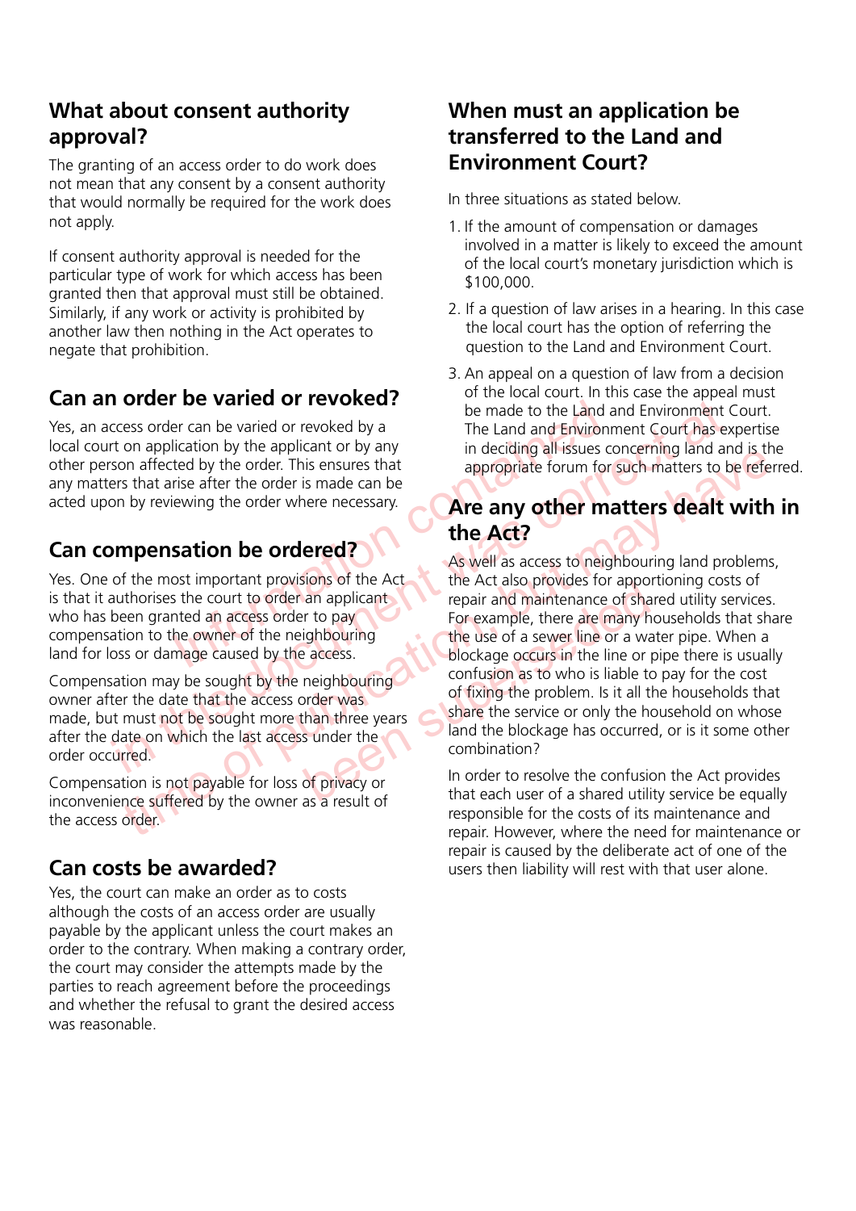## What about consent authority approval?

The granting of an access order to do work does not mean that any consent by a consent authority that would normally be required for the work does not apply.

If consent authority approval is needed for the particular type of work for which access has been granted then that approval must still be obtained. Similarly, if any work or activity is prohibited by another law then nothing in the Act operates to negate that prohibition.

## Can an order be varied or revoked?

Yes, an access order can be varied or revoked by a local court on application by the applicant or by any other person affected by the order. This ensures that any matters that arise after the order is made can be acted upon by reviewing the order where necessary.

## Can compensation be ordered?

Yes. One of the most important provisions of the Act is that it authorises the court to order an applicant who has been granted an access order to pay compensation to the owner of the neighbouring land for loss or damage caused by the access.

Compensation may be sought by the neighbouring owner after the date that the access order was made, but must not be sought more than three years after the date on which the last access under the order occurred.

Compensation is not payable for loss of privacy or inconvenience suffered by the owner as a result of the access order.

## Can costs be awarded?

Yes, the court can make an order as to costs although the costs of an access order are usually payable by the applicant unless the court makes an order to the contrary. When making a contrary order, the court may consider the attempts made by the parties to reach agreement before the proceedings and whether the refusal to grant the desired access was reasonable.

## When must an application be transferred to the Land and Environment Court?

In three situations as stated below.

1. If the amount of compensation or damages involved in a matter is likely to exceed the amount of the local court's monetary jurisdiction which is $100,000.
2. If a question of law arises in a hearing. In this case the local court has the option of referring the question to the Land and Environment Court.
3. An appeal on a question of law from a decision of the local court. In this case the appeal must be made to the Land and Environment Court. The Land and Environment Court has expertise in deciding all issues concerning land and is the appropriate forum for such matters to be referred.

## Are any other matters dealt with in the Act?

As well as access to neighbouring land problems, the Act also provides for apportioning costs of repair and maintenance of shared utility services. For example, there are many households that share the use of a sewer line or a water pipe. When a blockage occurs in the line or pipe there is usually confusion as to who is liable to pay for the cost of fixing the problem. Is it all the households that share the service or only the household on whose land the blockage has occurred, or is it some other combination?

In order to resolve the confusion the Act provides that each user of a shared utility service be equally responsible for the costs of its maintenance and repair. However, where the need for maintenance or repair is caused by the deliberate act of one of the users then liability will rest with that user alone.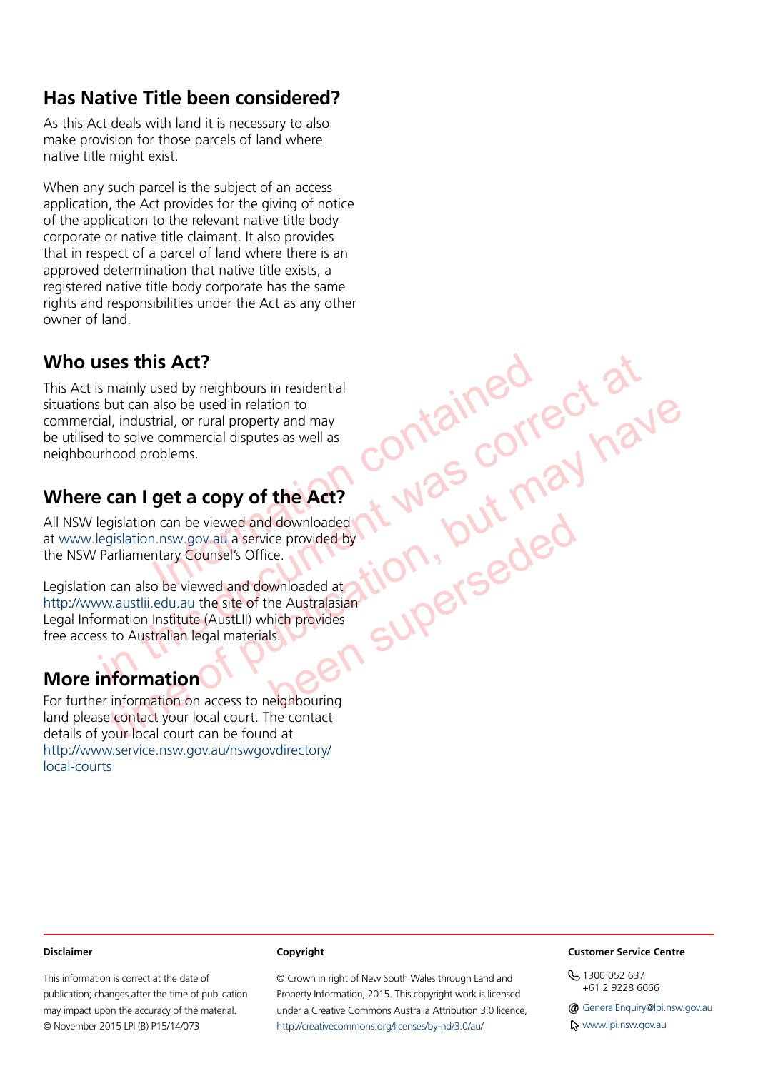## Has Native Title been considered?

As this Act deals with land it is necessary to also make provision for those parcels of land where native title might exist.

When any such parcel is the subject of an access application, the Act provides for the giving of notice of the application to the relevant native title body corporate or native title claimant. It also provides that in respect of a parcel of land where there is an approved determination that native title exists, a registered native title body corporate has the same rights and responsibilities under the Act as any other owner of land.

## Who uses this Act?

This Act is mainly used by neighbours in residential situations but can also be used in relation to commercial, industrial, or rural property and may be utilised to solve commercial disputes as well as neighbourhood problems.

## Where can I get a copy of the Act?

All NSW legislation can be viewed and downloaded at www.legislation.nsw.gov.au a service provided by the NSW Parliamentary Counsel's Office.

Legislation can also be viewed and downloaded at http://www.austlii.edu.au the site of the Australasian Legal Information Institute (AustLII) which provides free access to Australian legal materials.

## More information

For further information on access to neighbouring land please contact your local court. The contact details of your local court can be found at http://www.service.nsw.gov.au/nswgovdirectory/local-courts

---

**Disclaimer**

This information is correct at the date of publication; changes after the time of publication may impact upon the accuracy of the material.
© November 2015 LPI (B) P15/14/073

**Copyright**

© Crown in right of New South Wales through Land and Property Information, 2015. This copyright work is licensed under a Creative Commons Australia Attribution 3.0 licence, http://creativecommons.org/licenses/by-nd/3.0/au/

**Customer Service Centre**

1300 052 637
+61 2 9228 6666

@ GeneralEnquiry@lpi.nsw.gov.au

www.lpi.nsw.gov.au